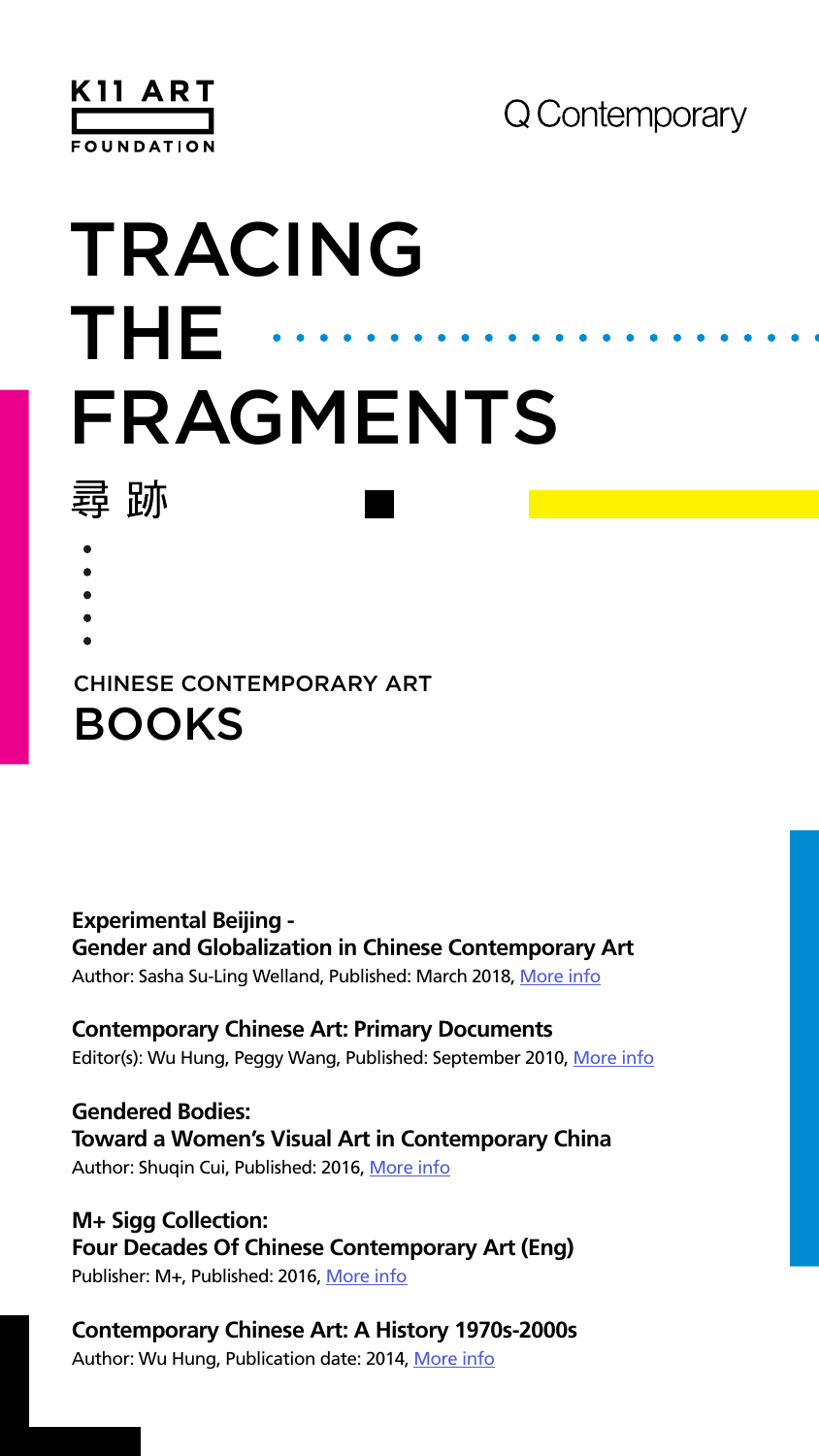K11 ART FOUNDATION

Q Contemporary

# TRACING THE FRAGMENTS

# 尋跡

## CHINESE CONTEMPORARY ART BOOKS

**Experimental Beijing - Gender and Globalization in Chinese Contemporary Art**
Author: Sasha Su-Ling Welland, Published: March 2018, More info

**Contemporary Chinese Art: Primary Documents**
Editor(s): Wu Hung, Peggy Wang, Published: September 2010, More info

**Gendered Bodies: Toward a Women's Visual Art in Contemporary China**
Author: Shuqin Cui, Published: 2016, More info

**M+ Sigg Collection: Four Decades Of Chinese Contemporary Art (Eng)**
Publisher: M+, Published: 2016, More info

**Contemporary Chinese Art: A History 1970s-2000s**
Author: Wu Hung, Publication date: 2014, More info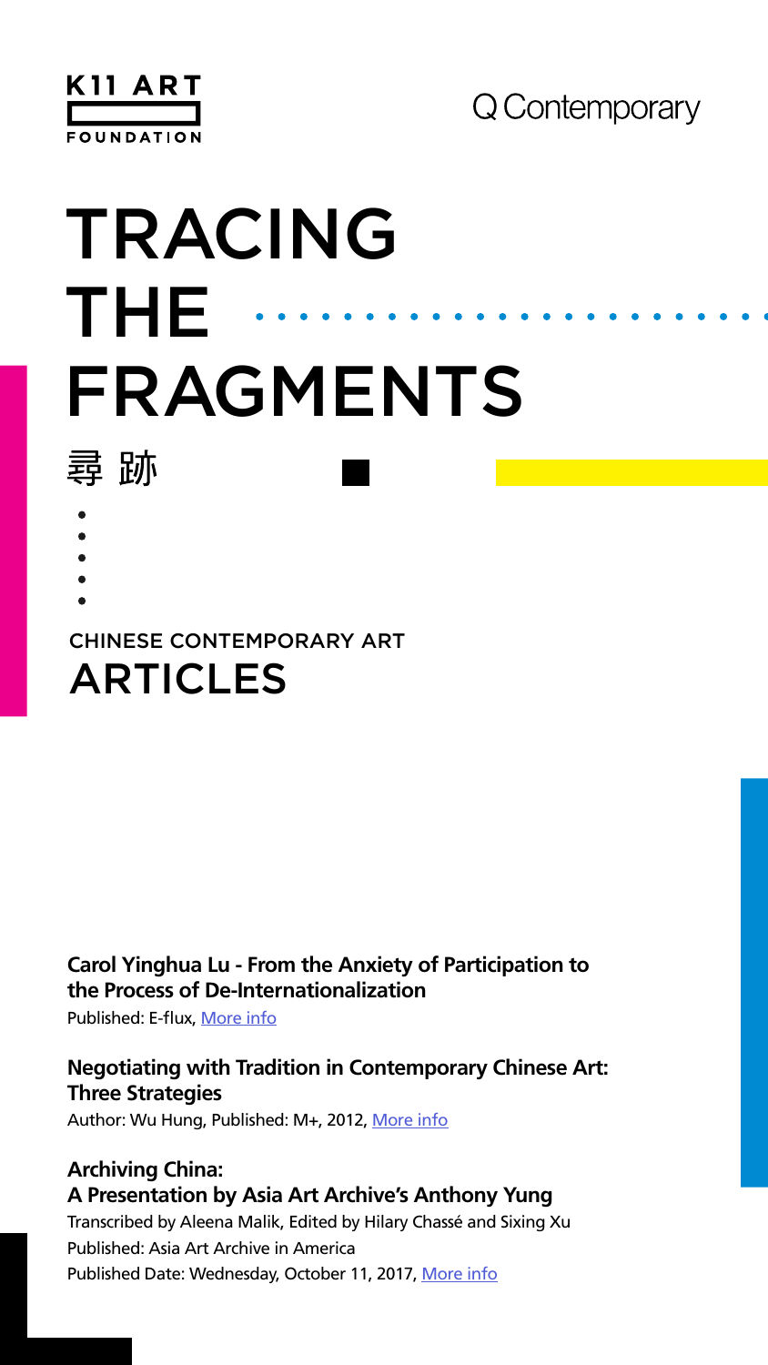K11 ART FOUNDATION

Q Contemporary

# TRACING THE FRAGMENTS

尋跡

## CHINESE CONTEMPORARY ART
## ARTICLES

**Carol Yinghua Lu - From the Anxiety of Participation to the Process of De-Internationalization**
Published: E-flux, More info

**Negotiating with Tradition in Contemporary Chinese Art: Three Strategies**
Author: Wu Hung, Published: M+, 2012, More info

**Archiving China:**
**A Presentation by Asia Art Archive's Anthony Yung**
Transcribed by Aleena Malik, Edited by Hilary Chassé and Sixing Xu
Published: Asia Art Archive in America
Published Date: Wednesday, October 11, 2017, More info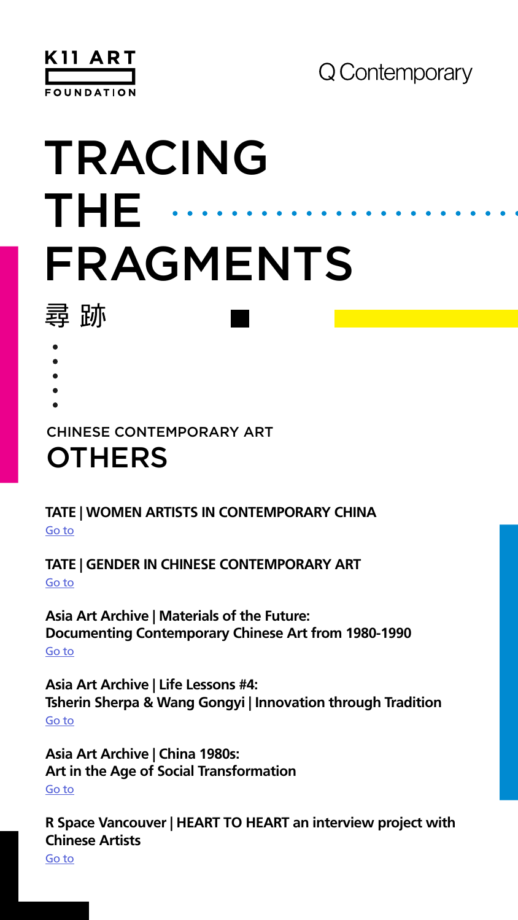K11 ART FOUNDATION

Q Contemporary

# TRACING THE FRAGMENTS

尋 跡

CHINESE CONTEMPORARY ART

## OTHERS

**TATE | WOMEN ARTISTS IN CONTEMPORARY CHINA**
Go to

**TATE | GENDER IN CHINESE CONTEMPORARY ART**
Go to

**Asia Art Archive | Materials of the Future: Documenting Contemporary Chinese Art from 1980-1990**
Go to

**Asia Art Archive | Life Lessons #4: Tsherin Sherpa & Wang Gongyi | Innovation through Tradition**
Go to

**Asia Art Archive | China 1980s: Art in the Age of Social Transformation**
Go to

**R Space Vancouver | HEART TO HEART an interview project with Chinese Artists**
Go to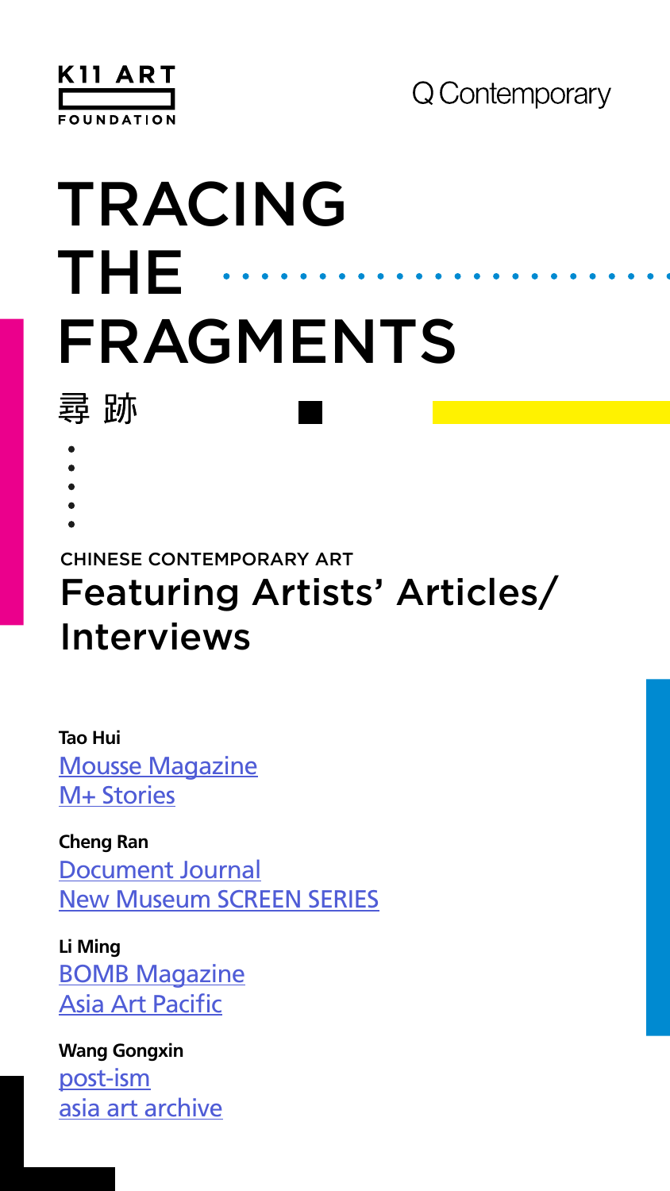K11 ART FOUNDATION

Q Contemporary

# TRACING THE FRAGMENTS

尋 跡

CHINESE CONTEMPORARY ART

## Featuring Artists' Articles/ Interviews

**Tao Hui**
Mousse Magazine
M+ Stories

**Cheng Ran**
Document Journal
New Museum SCREEN SERIES

**Li Ming**
BOMB Magazine
Asia Art Pacific

**Wang Gongxin**
post-ism
asia art archive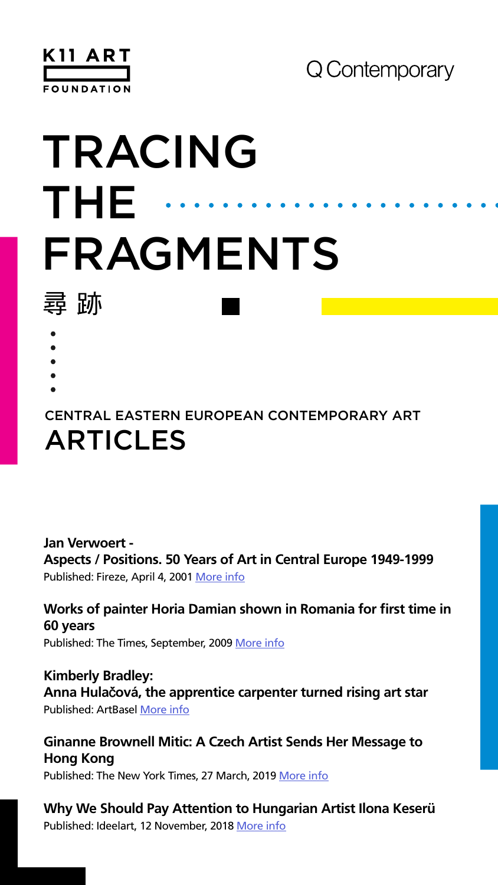K11 ART FOUNDATION

Q Contemporary

# TRACING THE FRAGMENTS

尋跡

CENTRAL EASTERN EUROPEAN CONTEMPORARY ART

## ARTICLES

**Jan Verwoert -**
**Aspects / Positions. 50 Years of Art in Central Europe 1949-1999**
Published: Fireze, April 4, 2001 More info

**Works of painter Horia Damian shown in Romania for first time in 60 years**
Published: The Times, September, 2009 More info

**Kimberly Bradley:**
**Anna Hulačová, the apprentice carpenter turned rising art star**
Published: ArtBasel More info

**Ginanne Brownell Mitic: A Czech Artist Sends Her Message to Hong Kong**
Published: The New York Times, 27 March, 2019 More info

**Why We Should Pay Attention to Hungarian Artist Ilona Keserü**
Published: Ideelart, 12 November, 2018 More info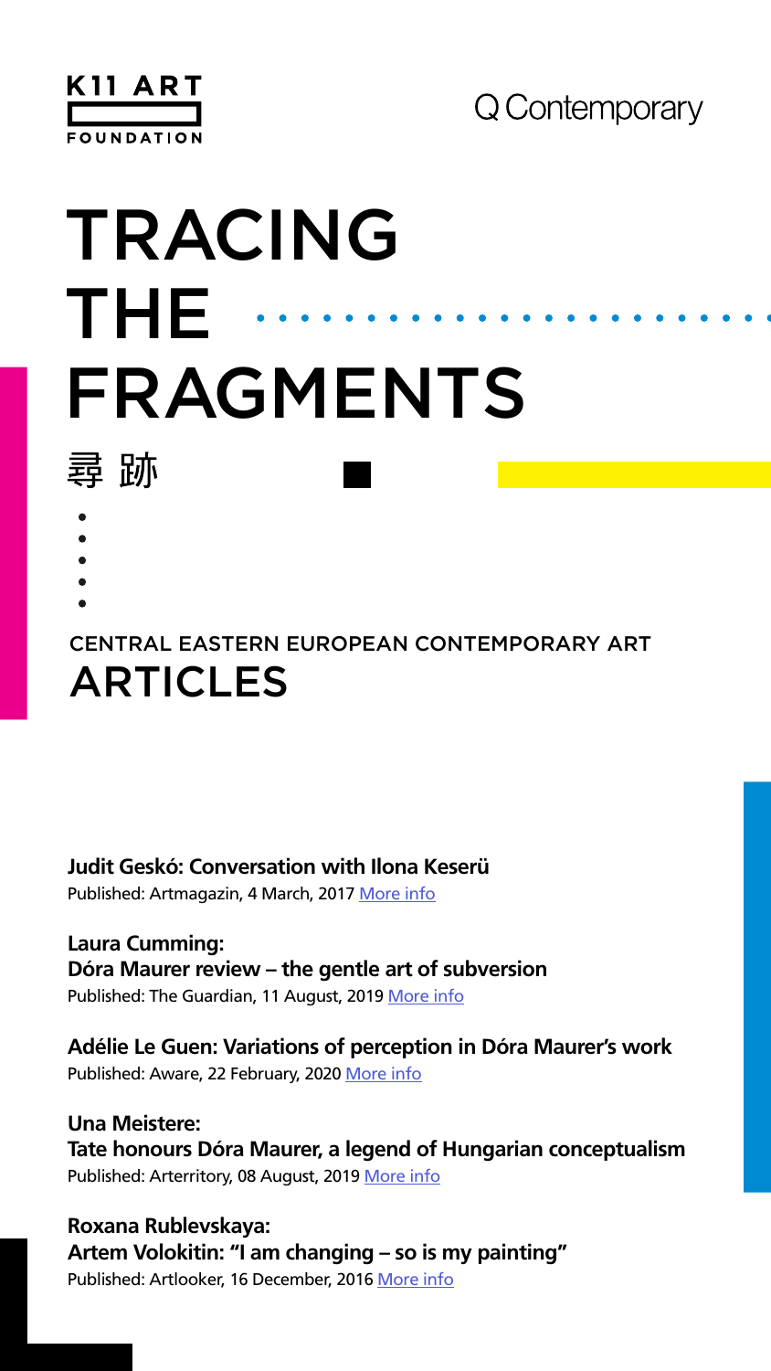K11 ART FOUNDATION

Q Contemporary

# TRACING THE FRAGMENTS

尋 跡

## CENTRAL EASTERN EUROPEAN CONTEMPORARY ART

# ARTICLES

**Judit Geskó: Conversation with Ilona Keserü**
Published: Artmagazin, 4 March, 2017 More info

**Laura Cumming:**
**Dóra Maurer review – the gentle art of subversion**
Published: The Guardian, 11 August, 2019 More info

**Adélie Le Guen: Variations of perception in Dóra Maurer's work**
Published: Aware, 22 February, 2020 More info

**Una Meistere:**
**Tate honours Dóra Maurer, a legend of Hungarian conceptualism**
Published: Arterritory, 08 August, 2019 More info

**Roxana Rublevskaya:**
**Artem Volokitin: "I am changing – so is my painting"**
Published: Artlooker, 16 December, 2016 More info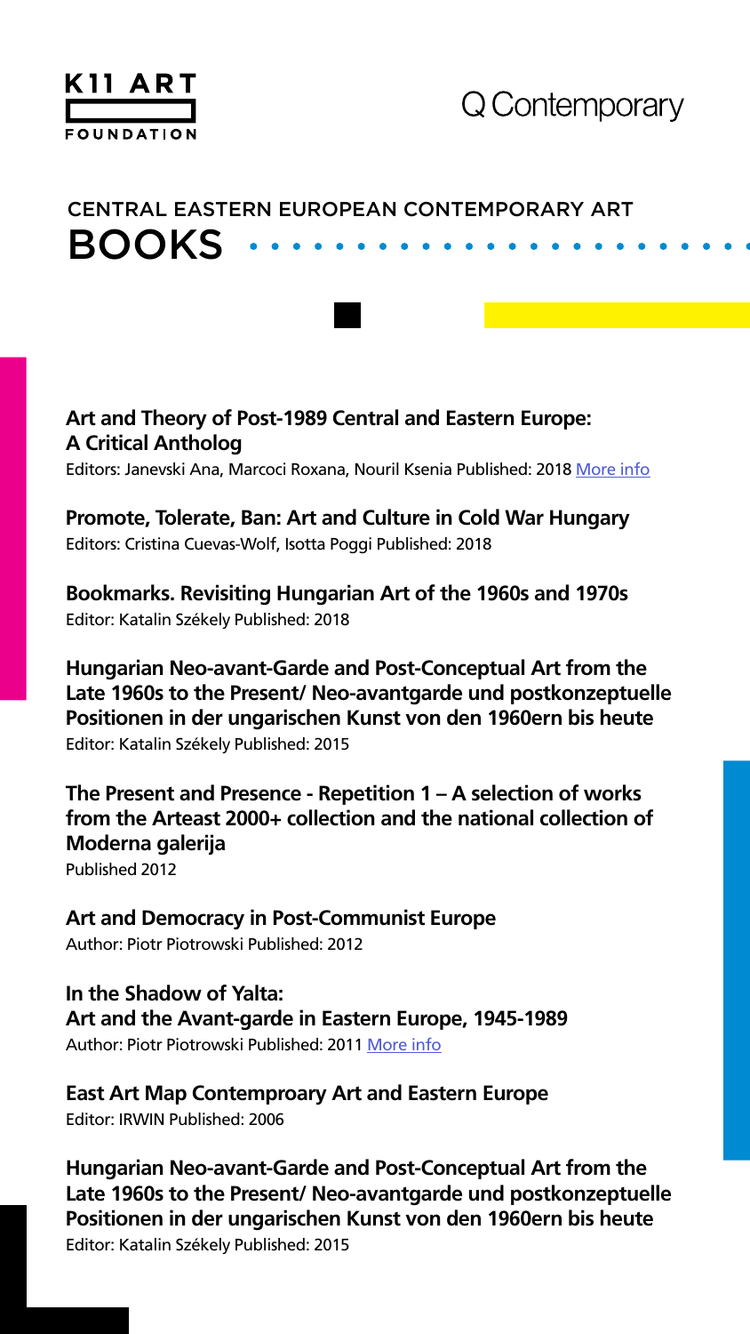K11 ART FOUNDATION

Q Contemporary

## CENTRAL EASTERN EUROPEAN CONTEMPORARY ART

# BOOKS

**Art and Theory of Post-1989 Central and Eastern Europe: A Critical Antholog**
Editors: Janevski Ana, Marcoci Roxana, Nouril Ksenia Published: 2018 More info

**Promote, Tolerate, Ban: Art and Culture in Cold War Hungary**
Editors: Cristina Cuevas-Wolf, Isotta Poggi Published: 2018

**Bookmarks. Revisiting Hungarian Art of the 1960s and 1970s**
Editor: Katalin Székely Published: 2018

**Hungarian Neo-avant-Garde and Post-Conceptual Art from the Late 1960s to the Present/ Neo-avantgarde und postkonzeptuelle Positionen in der ungarischen Kunst von den 1960ern bis heute**
Editor: Katalin Székely Published: 2015

**The Present and Presence - Repetition 1 – A selection of works from the Arteast 2000+ collection and the national collection of Moderna galerija**
Published 2012

**Art and Democracy in Post-Communist Europe**
Author: Piotr Piotrowski Published: 2012

**In the Shadow of Yalta: Art and the Avant-garde in Eastern Europe, 1945-1989**
Author: Piotr Piotrowski Published: 2011 More info

**East Art Map Contemproary Art and Eastern Europe**
Editor: IRWIN Published: 2006

**Hungarian Neo-avant-Garde and Post-Conceptual Art from the Late 1960s to the Present/ Neo-avantgarde und postkonzeptuelle Positionen in der ungarischen Kunst von den 1960ern bis heute**
Editor: Katalin Székely Published: 2015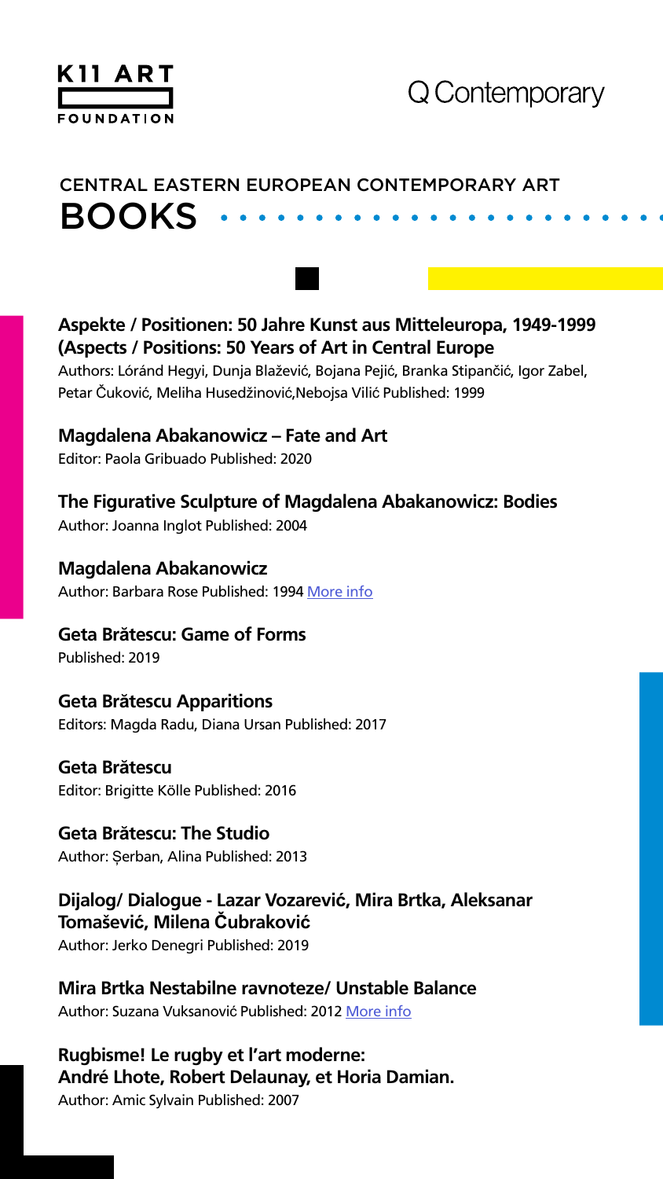K11 ART FOUNDATION

Q Contemporary

## CENTRAL EASTERN EUROPEAN CONTEMPORARY ART

# BOOKS

**Aspekte / Positionen: 50 Jahre Kunst aus Mitteleuropa, 1949-1999 (Aspects / Positions: 50 Years of Art in Central Europe**
Authors: Lóránd Hegyi, Dunja Blažević, Bojana Pejić, Branka Stipančić, Igor Zabel, Petar Čuković, Meliha Husedžinović,Nebojsa Vilić Published: 1999

**Magdalena Abakanowicz – Fate and Art**
Editor: Paola Gribuado Published: 2020

**The Figurative Sculpture of Magdalena Abakanowicz: Bodies**
Author: Joanna Inglot Published: 2004

**Magdalena Abakanowicz**
Author: Barbara Rose Published: 1994 More info

**Geta Brătescu: Game of Forms**
Published: 2019

**Geta Brătescu Apparitions**
Editors: Magda Radu, Diana Ursan Published: 2017

**Geta Brătescu**
Editor: Brigitte Kölle Published: 2016

**Geta Brătescu: The Studio**
Author: Șerban, Alina Published: 2013

**Dijalog/ Dialogue - Lazar Vozarević, Mira Brtka, Aleksanar Tomašević, Milena Čubraković**
Author: Jerko Denegri Published: 2019

**Mira Brtka Nestabilne ravnoteze/ Unstable Balance**
Author: Suzana Vuksanović Published: 2012 More info

**Rugbisme! Le rugby et l'art moderne: André Lhote, Robert Delaunay, et Horia Damian.**
Author: Amic Sylvain Published: 2007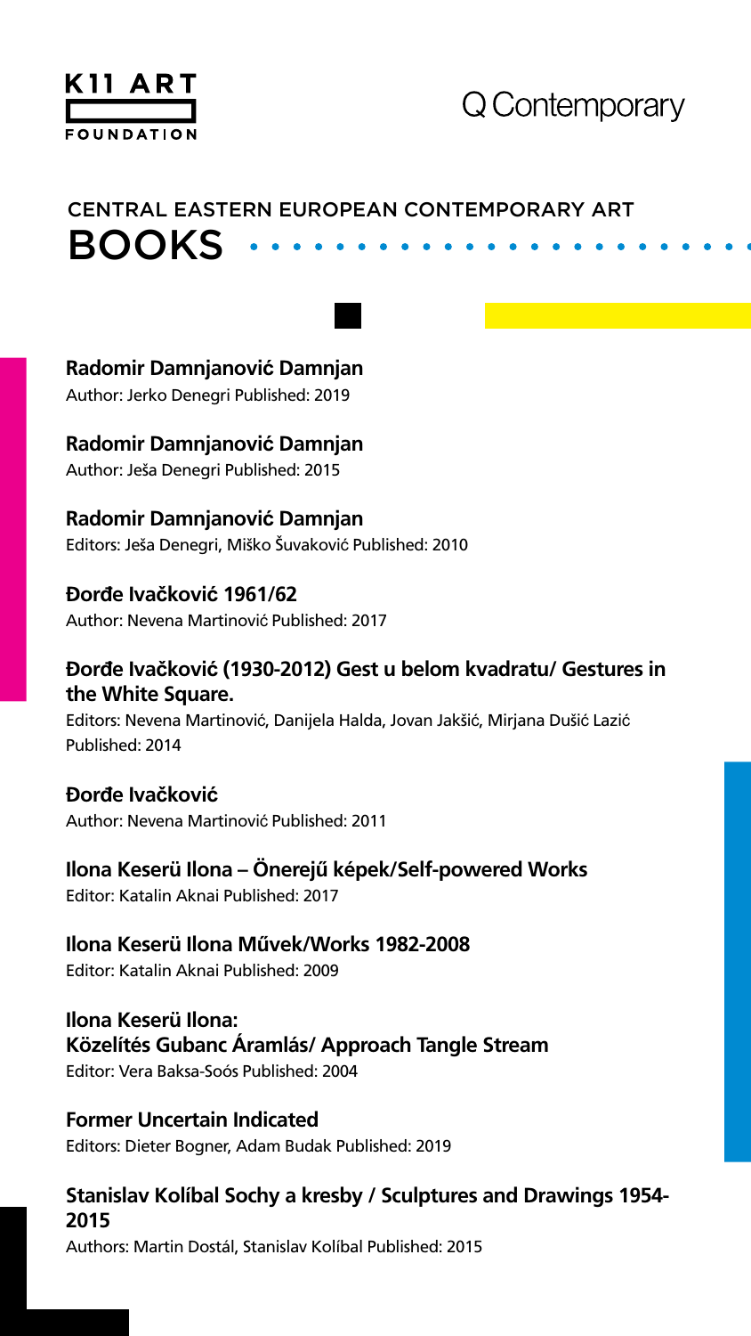K11 ART FOUNDATION

Q Contemporary

## CENTRAL EASTERN EUROPEAN CONTEMPORARY ART

# BOOKS

**Radomir Damnjanović Damnjan**
Author: Jerko Denegri Published: 2019

**Radomir Damnjanović Damnjan**
Author: Ješa Denegri Published: 2015

**Radomir Damnjanović Damnjan**
Editors: Ješa Denegri, Miško Šuvaković Published: 2010

**Đorđe Ivačković 1961/62**
Author: Nevena Martinović Published: 2017

**Đorđe Ivačković (1930-2012) Gest u belom kvadratu/ Gestures in the White Square.**
Editors: Nevena Martinović, Danijela Halda, Jovan Jakšić, Mirjana Dušić Lazić Published: 2014

**Đorđe Ivačković**
Author: Nevena Martinović Published: 2011

**Ilona Keserü Ilona – Önerejű képek/Self-powered Works**
Editor: Katalin Aknai Published: 2017

**Ilona Keserü Ilona Művek/Works 1982-2008**
Editor: Katalin Aknai Published: 2009

**Ilona Keserü Ilona:**
**Közelítés Gubanc Áramlás/ Approach Tangle Stream**
Editor: Vera Baksa-Soós Published: 2004

**Former Uncertain Indicated**
Editors: Dieter Bogner, Adam Budak Published: 2019

**Stanislav Kolíbal Sochy a kresby / Sculptures and Drawings 1954-2015**
Authors: Martin Dostál, Stanislav Kolíbal Published: 2015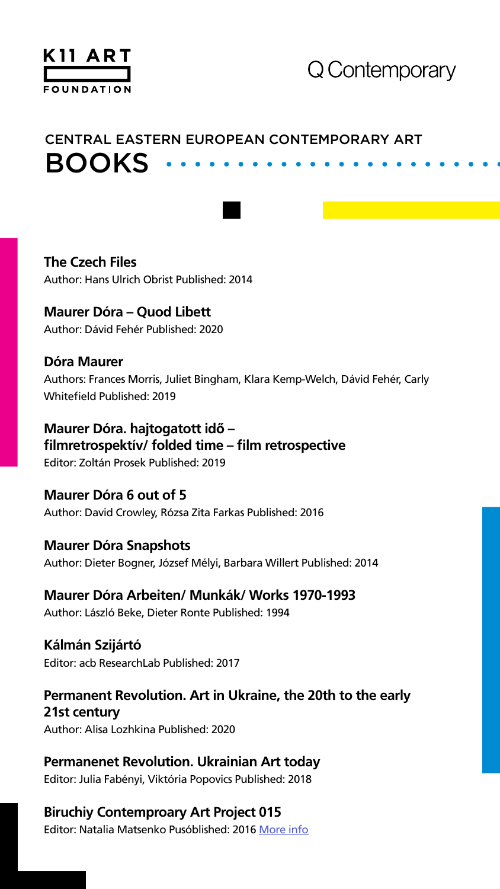K11 ART FOUNDATION

Q Contemporary

## CENTRAL EASTERN EUROPEAN CONTEMPORARY ART

# BOOKS

**The Czech Files**
Author: Hans Ulrich Obrist Published: 2014

**Maurer Dóra – Quod Libett**
Author: Dávid Fehér Published: 2020

**Dóra Maurer**
Authors: Frances Morris, Juliet Bingham, Klara Kemp-Welch, Dávid Fehér, Carly Whitefield Published: 2019

**Maurer Dóra. hajtogatott idő – filmretrospektív/ folded time – film retrospective**
Editor: Zoltán Prosek Published: 2019

**Maurer Dóra 6 out of 5**
Author: David Crowley, Rózsa Zita Farkas Published: 2016

**Maurer Dóra Snapshots**
Author: Dieter Bogner, József Mélyi, Barbara Willert Published: 2014

**Maurer Dóra Arbeiten/ Munkák/ Works 1970-1993**
Author: László Beke, Dieter Ronte Published: 1994

**Kálmán Szijártó**
Editor: acb ResearchLab Published: 2017

**Permanent Revolution. Art in Ukraine, the 20th to the early 21st century**
Author: Alisa Lozhkina Published: 2020

**Permanenet Revolution. Ukrainian Art today**
Editor: Julia Fabényi, Viktória Popovics Published: 2018

**Biruchiy Contemproary Art Project 015**
Editor: Natalia Matsenko Pusóblished: 2016 [More info]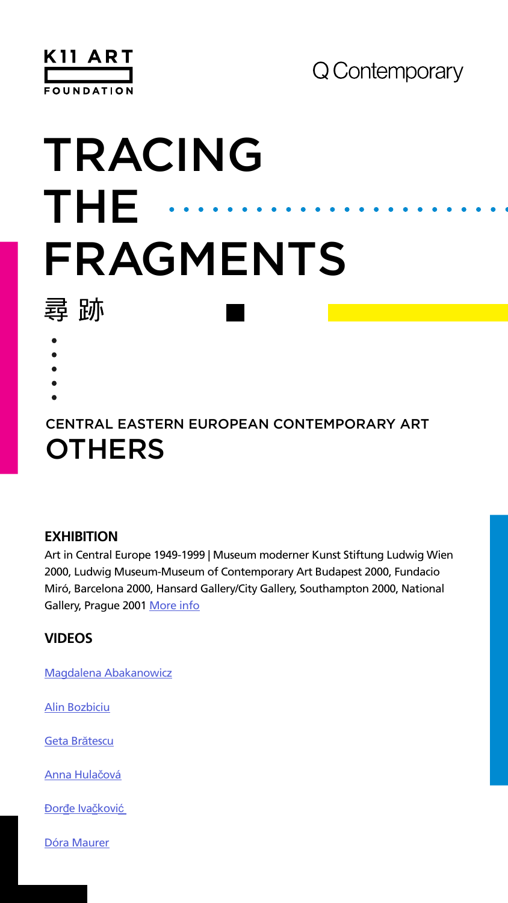K11 ART FOUNDATION

Q Contemporary

# TRACING THE FRAGMENTS

尋跡

CENTRAL EASTERN EUROPEAN CONTEMPORARY ART

## OTHERS

**EXHIBITION**

Art in Central Europe 1949-1999 | Museum moderner Kunst Stiftung Ludwig Wien 2000, Ludwig Museum-Museum of Contemporary Art Budapest 2000, Fundacio Miró, Barcelona 2000, Hansard Gallery/City Gallery, Southampton 2000, National Gallery, Prague 2001 More info

**VIDEOS**

Magdalena Abakanowicz

Alin Bozbiciu

Geta Brătescu

Anna Hulačová

Đorđe Ivačković

Dóra Maurer